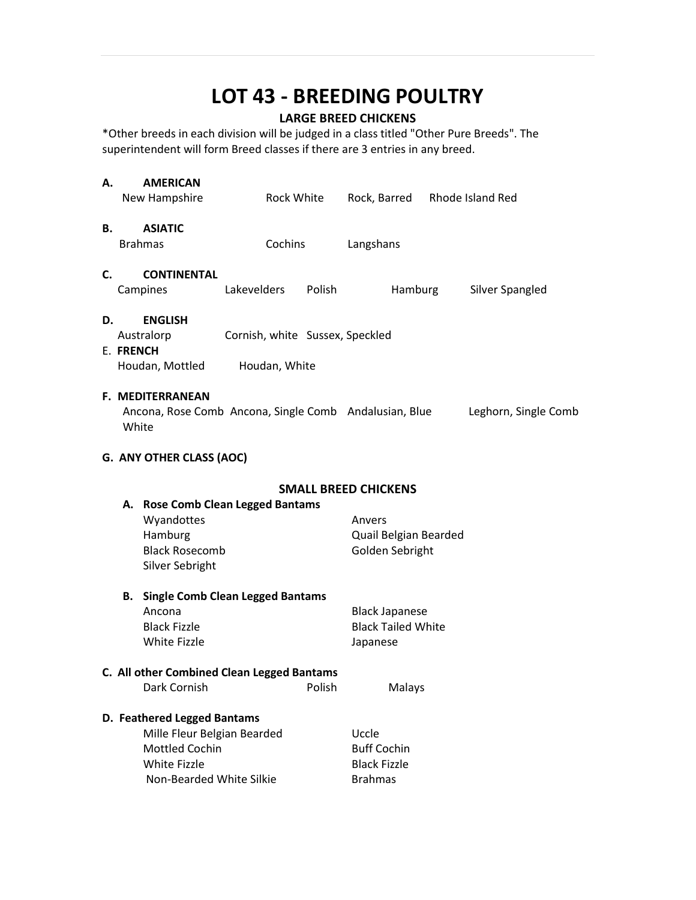# LOT 43 - BREEDING POULTRY

## LARGE BREED CHICKENS

*Other breeds in each division will be judged in a class titled "Other Pure Breeds". The superintendent will form Breed classes if there are 3 entries in any breed.

**A. AMERICAN**

New Hampshire Rock White Rock, Barred Rhode Island Red

**B. ASIATIC**

Brahmas Cochins Langshans

**C. CONTINENTAL**

Campines Lakevelders Polish Hamburg Silver Spangled

**D. ENGLISH**

Australorp Cornish, white Sussex, Speckled

**E. FRENCH**

Houdan, Mottled Houdan, White

**F. MEDITERRANEAN**

Ancona, Rose Comb Ancona, Single Comb Andalusian, Blue Leghorn, Single Comb White

**G. ANY OTHER CLASS (AOC)**

## SMALL BREED CHICKENS

**A. Rose Comb Clean Legged Bantams**

Wyandottes
Anvers
Hamburg
Quail Belgian Bearded
Black Rosecomb
Golden Sebright
Silver Sebright

**B. Single Comb Clean Legged Bantams**

Ancona
Black Japanese
Black Fizzle
Black Tailed White
White Fizzle
Japanese

**C. All other Combined Clean Legged Bantams**

Dark Cornish Polish Malays

**D. Feathered Legged Bantams**

Mille Fleur Belgian Bearded
Uccle
Mottled Cochin
Buff Cochin
White Fizzle
Black Fizzle
Non-Bearded White Silkie
Brahmas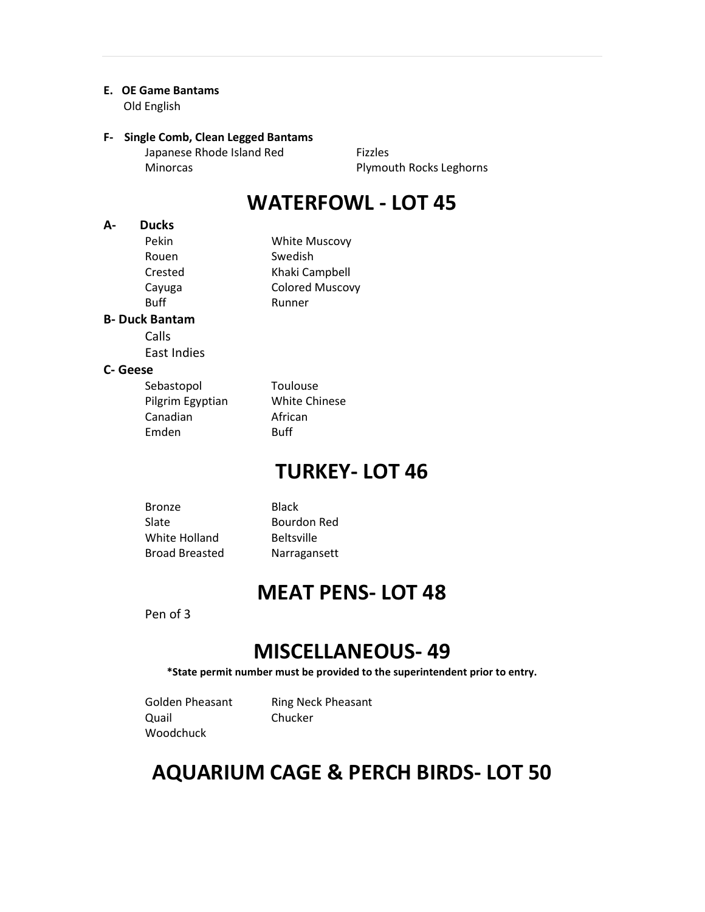**E. OE Game Bantams**

Old English

**F- Single Comb, Clean Legged Bantams**

Japanese Rhode Island Red
Fizzles
Minorcas
Plymouth Rocks Leghorns

# WATERFOWL - LOT 45

**A- Ducks**

Pekin
White Muscovy
Rouen
Swedish
Crested
Khaki Campbell
Cayuga
Colored Muscovy
Buff
Runner

**B- Duck Bantam**

Calls
East Indies

**C- Geese**

Sebastopol
Toulouse
Pilgrim Egyptian
White Chinese
Canadian
African
Emden
Buff

# TURKEY- LOT 46

Bronze
Black
Slate
Bourdon Red
White Holland
Beltsville
Broad Breasted
Narragansett

# MEAT PENS- LOT 48

Pen of 3

# MISCELLANEOUS- 49

**\*State permit number must be provided to the superintendent prior to entry.**

Golden Pheasant
Ring Neck Pheasant
Quail
Chucker
Woodchuck

# AQUARIUM CAGE & PERCH BIRDS- LOT 50